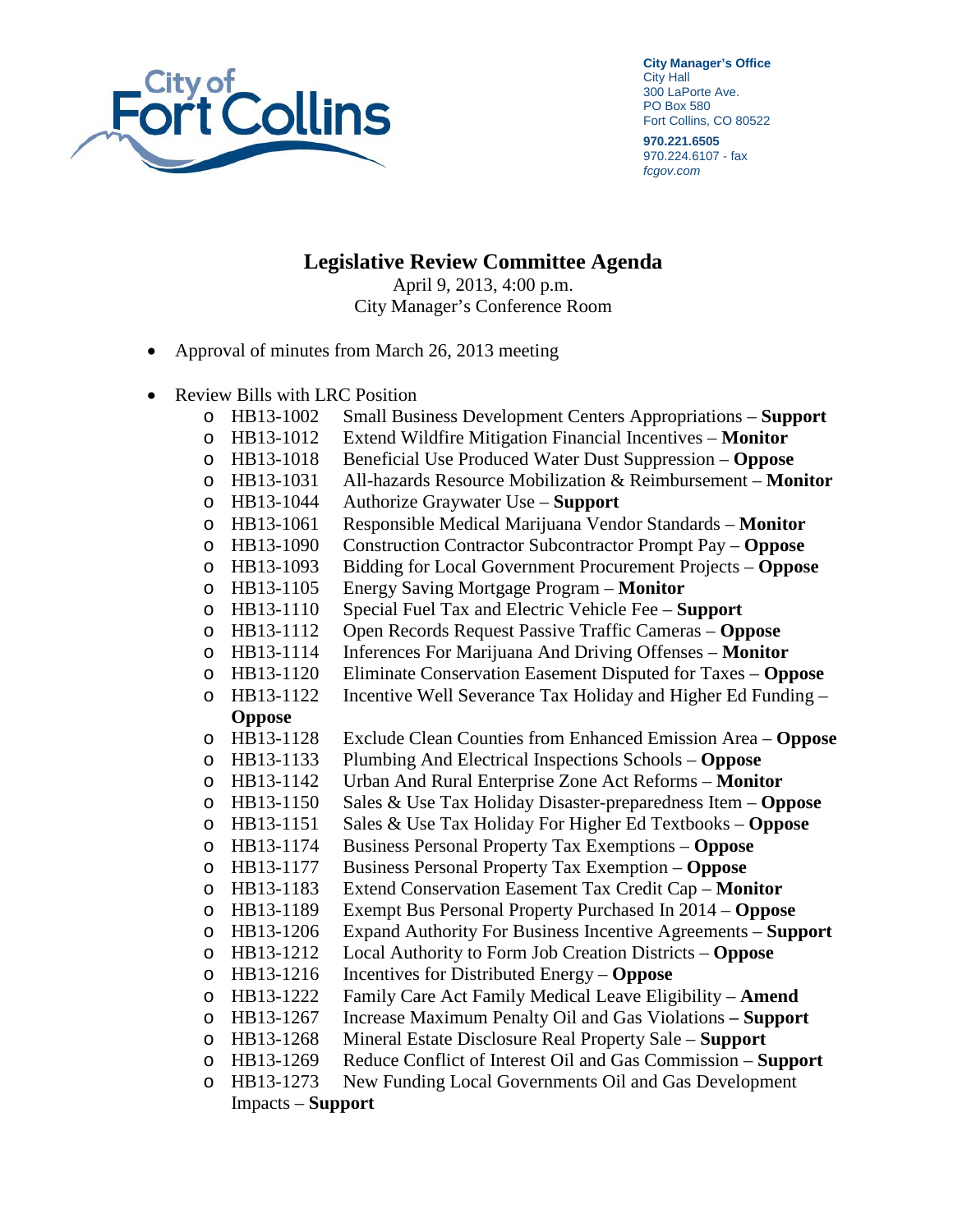City Manager's Office
City Hall
300 LaPorte Ave.
PO Box 580
Fort Collins, CO 80522

**970.221.6505**
970.224.6107 - fax
*fcgov.com*

# Legislative Review Committee Agenda

April 9, 2013, 4:00 p.m.
City Manager's Conference Room

- Approval of minutes from March 26, 2013 meeting

- Review Bills with LRC Position
  - HB13-1002 Small Business Development Centers Appropriations – **Support**
  - HB13-1012 Extend Wildfire Mitigation Financial Incentives – **Monitor**
  - HB13-1018 Beneficial Use Produced Water Dust Suppression – **Oppose**
  - HB13-1031 All-hazards Resource Mobilization & Reimbursement – **Monitor**
  - HB13-1044 Authorize Graywater Use – **Support**
  - HB13-1061 Responsible Medical Marijuana Vendor Standards – **Monitor**
  - HB13-1090 Construction Contractor Subcontractor Prompt Pay – **Oppose**
  - HB13-1093 Bidding for Local Government Procurement Projects – **Oppose**
  - HB13-1105 Energy Saving Mortgage Program – **Monitor**
  - HB13-1110 Special Fuel Tax and Electric Vehicle Fee – **Support**
  - HB13-1112 Open Records Request Passive Traffic Cameras – **Oppose**
  - HB13-1114 Inferences For Marijuana And Driving Offenses – **Monitor**
  - HB13-1120 Eliminate Conservation Easement Disputed for Taxes – **Oppose**
  - HB13-1122 Incentive Well Severance Tax Holiday and Higher Ed Funding – **Oppose**
  - HB13-1128 Exclude Clean Counties from Enhanced Emission Area – **Oppose**
  - HB13-1133 Plumbing And Electrical Inspections Schools – **Oppose**
  - HB13-1142 Urban And Rural Enterprise Zone Act Reforms – **Monitor**
  - HB13-1150 Sales & Use Tax Holiday Disaster-preparedness Item – **Oppose**
  - HB13-1151 Sales & Use Tax Holiday For Higher Ed Textbooks – **Oppose**
  - HB13-1174 Business Personal Property Tax Exemptions – **Oppose**
  - HB13-1177 Business Personal Property Tax Exemption – **Oppose**
  - HB13-1183 Extend Conservation Easement Tax Credit Cap – **Monitor**
  - HB13-1189 Exempt Bus Personal Property Purchased In 2014 – **Oppose**
  - HB13-1206 Expand Authority For Business Incentive Agreements – **Support**
  - HB13-1212 Local Authority to Form Job Creation Districts – **Oppose**
  - HB13-1216 Incentives for Distributed Energy – **Oppose**
  - HB13-1222 Family Care Act Family Medical Leave Eligibility – **Amend**
  - HB13-1267 Increase Maximum Penalty Oil and Gas Violations **– Support**
  - HB13-1268 Mineral Estate Disclosure Real Property Sale – **Support**
  - HB13-1269 Reduce Conflict of Interest Oil and Gas Commission – **Support**
  - HB13-1273 New Funding Local Governments Oil and Gas Development Impacts – **Support**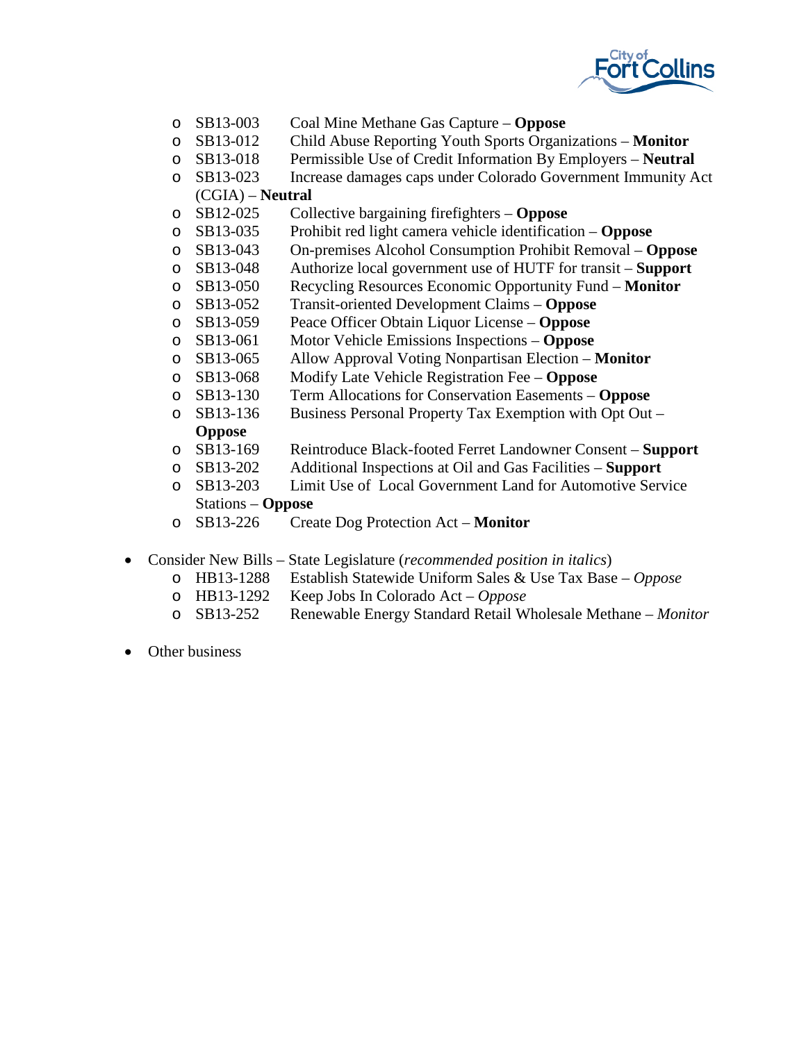- SB13-003 Coal Mine Methane Gas Capture – **Oppose**
- SB13-012 Child Abuse Reporting Youth Sports Organizations – **Monitor**
- SB13-018 Permissible Use of Credit Information By Employers – **Neutral**
- SB13-023 Increase damages caps under Colorado Government Immunity Act (CGIA) – **Neutral**
- SB12-025 Collective bargaining firefighters – **Oppose**
- SB13-035 Prohibit red light camera vehicle identification – **Oppose**
- SB13-043 On-premises Alcohol Consumption Prohibit Removal – **Oppose**
- SB13-048 Authorize local government use of HUTF for transit – **Support**
- SB13-050 Recycling Resources Economic Opportunity Fund – **Monitor**
- SB13-052 Transit-oriented Development Claims – **Oppose**
- SB13-059 Peace Officer Obtain Liquor License – **Oppose**
- SB13-061 Motor Vehicle Emissions Inspections – **Oppose**
- SB13-065 Allow Approval Voting Nonpartisan Election – **Monitor**
- SB13-068 Modify Late Vehicle Registration Fee – **Oppose**
- SB13-130 Term Allocations for Conservation Easements – **Oppose**
- SB13-136 Business Personal Property Tax Exemption with Opt Out – **Oppose**
- SB13-169 Reintroduce Black-footed Ferret Landowner Consent – **Support**
- SB13-202 Additional Inspections at Oil and Gas Facilities – **Support**
- SB13-203 Limit Use of Local Government Land for Automotive Service Stations – **Oppose**
- SB13-226 Create Dog Protection Act – **Monitor**

- Consider New Bills – State Legislature (*recommended position in italics*)
  - HB13-1288 Establish Statewide Uniform Sales & Use Tax Base – *Oppose*
  - HB13-1292 Keep Jobs In Colorado Act – *Oppose*
  - SB13-252 Renewable Energy Standard Retail Wholesale Methane – *Monitor*

- Other business